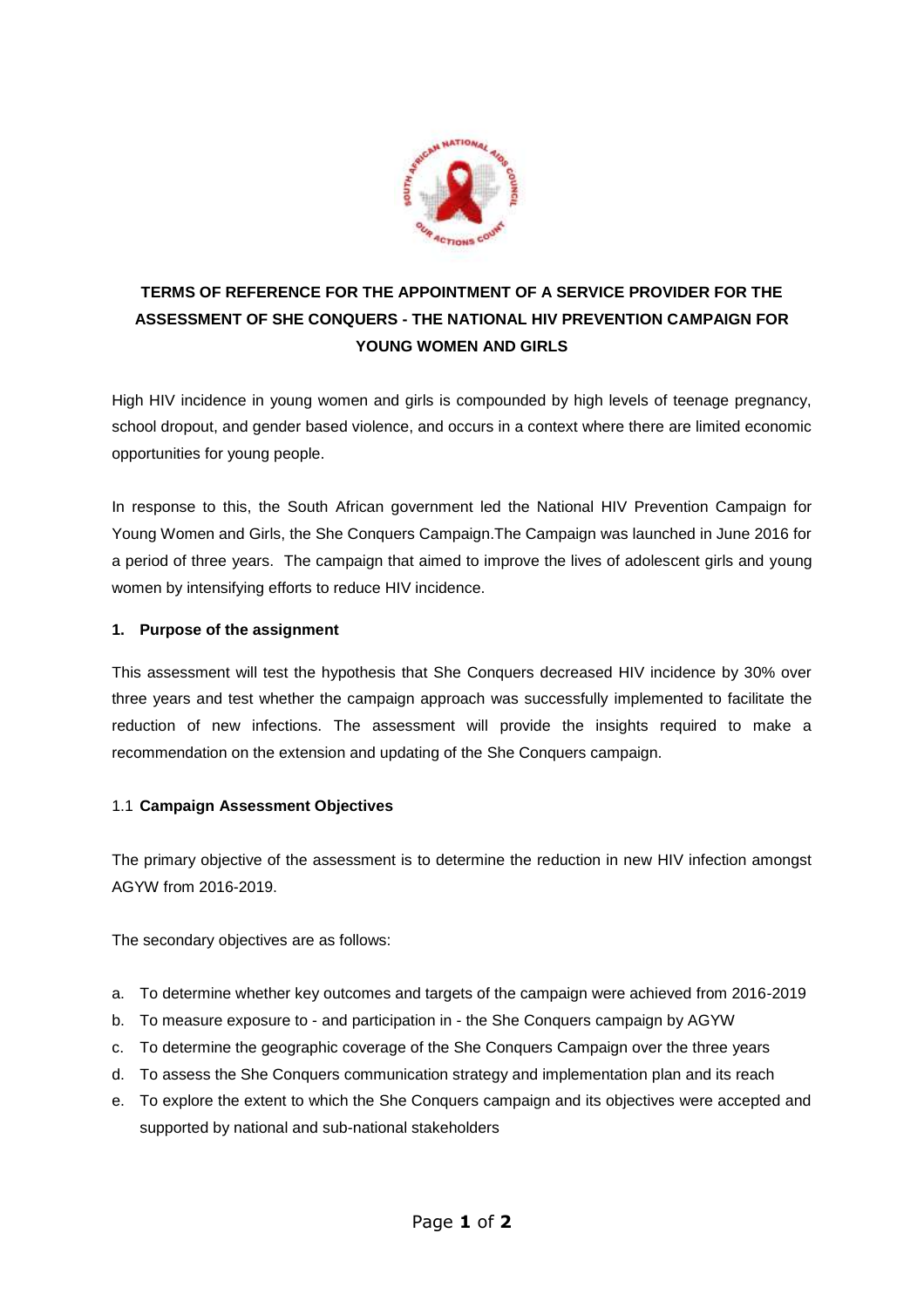# TERMS OF REFERENCE FOR THE APPOINTMENT OF A SERVICE PROVIDER FOR THE ASSESSMENT OF SHE CONQUERS - THE NATIONAL HIV PREVENTION CAMPAIGN FOR YOUNG WOMEN AND GIRLS

High HIV incidence in young women and girls is compounded by high levels of teenage pregnancy, school dropout, and gender based violence, and occurs in a context where there are limited economic opportunities for young people.

In response to this, the South African government led the National HIV Prevention Campaign for Young Women and Girls, the She Conquers Campaign.The Campaign was launched in June 2016 for a period of three years. The campaign that aimed to improve the lives of adolescent girls and young women by intensifying efforts to reduce HIV incidence.

## 1. Purpose of the assignment

This assessment will test the hypothesis that She Conquers decreased HIV incidence by 30% over three years and test whether the campaign approach was successfully implemented to facilitate the reduction of new infections. The assessment will provide the insights required to make a recommendation on the extension and updating of the She Conquers campaign.

### 1.1 Campaign Assessment Objectives

The primary objective of the assessment is to determine the reduction in new HIV infection amongst AGYW from 2016-2019.

The secondary objectives are as follows:

a. To determine whether key outcomes and targets of the campaign were achieved from 2016-2019
b. To measure exposure to - and participation in - the She Conquers campaign by AGYW
c. To determine the geographic coverage of the She Conquers Campaign over the three years
d. To assess the She Conquers communication strategy and implementation plan and its reach
e. To explore the extent to which the She Conquers campaign and its objectives were accepted and supported by national and sub-national stakeholders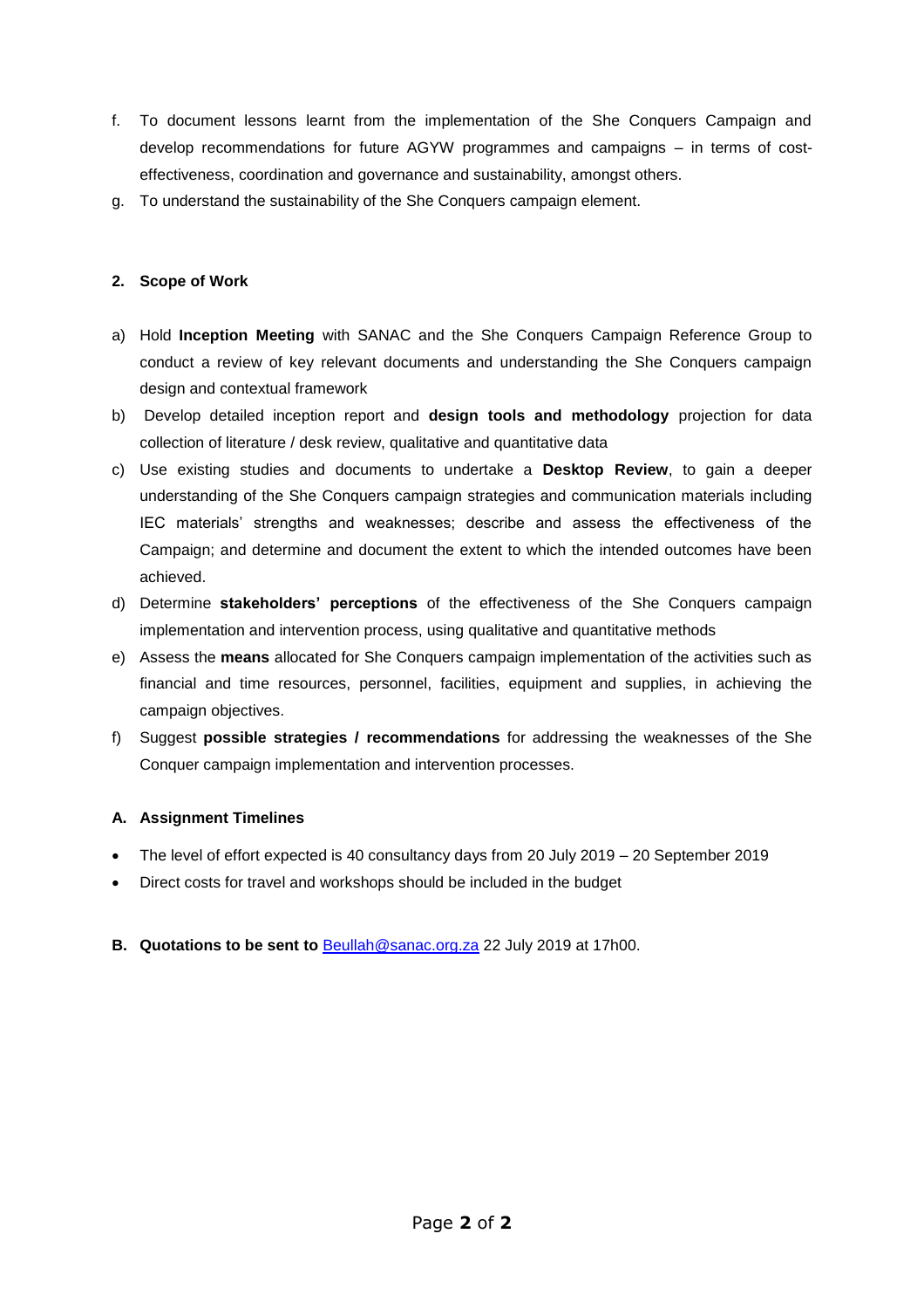f. To document lessons learnt from the implementation of the She Conquers Campaign and develop recommendations for future AGYW programmes and campaigns – in terms of cost-effectiveness, coordination and governance and sustainability, amongst others.

g. To understand the sustainability of the She Conquers campaign element.

## 2. Scope of Work

a) Hold **Inception Meeting** with SANAC and the She Conquers Campaign Reference Group to conduct a review of key relevant documents and understanding the She Conquers campaign design and contextual framework

b) Develop detailed inception report and **design tools and methodology** projection for data collection of literature / desk review, qualitative and quantitative data

c) Use existing studies and documents to undertake a **Desktop Review**, to gain a deeper understanding of the She Conquers campaign strategies and communication materials including IEC materials' strengths and weaknesses; describe and assess the effectiveness of the Campaign; and determine and document the extent to which the intended outcomes have been achieved.

d) Determine **stakeholders' perceptions** of the effectiveness of the She Conquers campaign implementation and intervention process, using qualitative and quantitative methods

e) Assess the **means** allocated for She Conquers campaign implementation of the activities such as financial and time resources, personnel, facilities, equipment and supplies, in achieving the campaign objectives.

f) Suggest **possible strategies / recommendations** for addressing the weaknesses of the She Conquer campaign implementation and intervention processes.

## A. Assignment Timelines

- The level of effort expected is 40 consultancy days from 20 July 2019 – 20 September 2019
- Direct costs for travel and workshops should be included in the budget

**B. Quotations to be sent to** Beullah@sanac.org.za 22 July 2019 at 17h00.